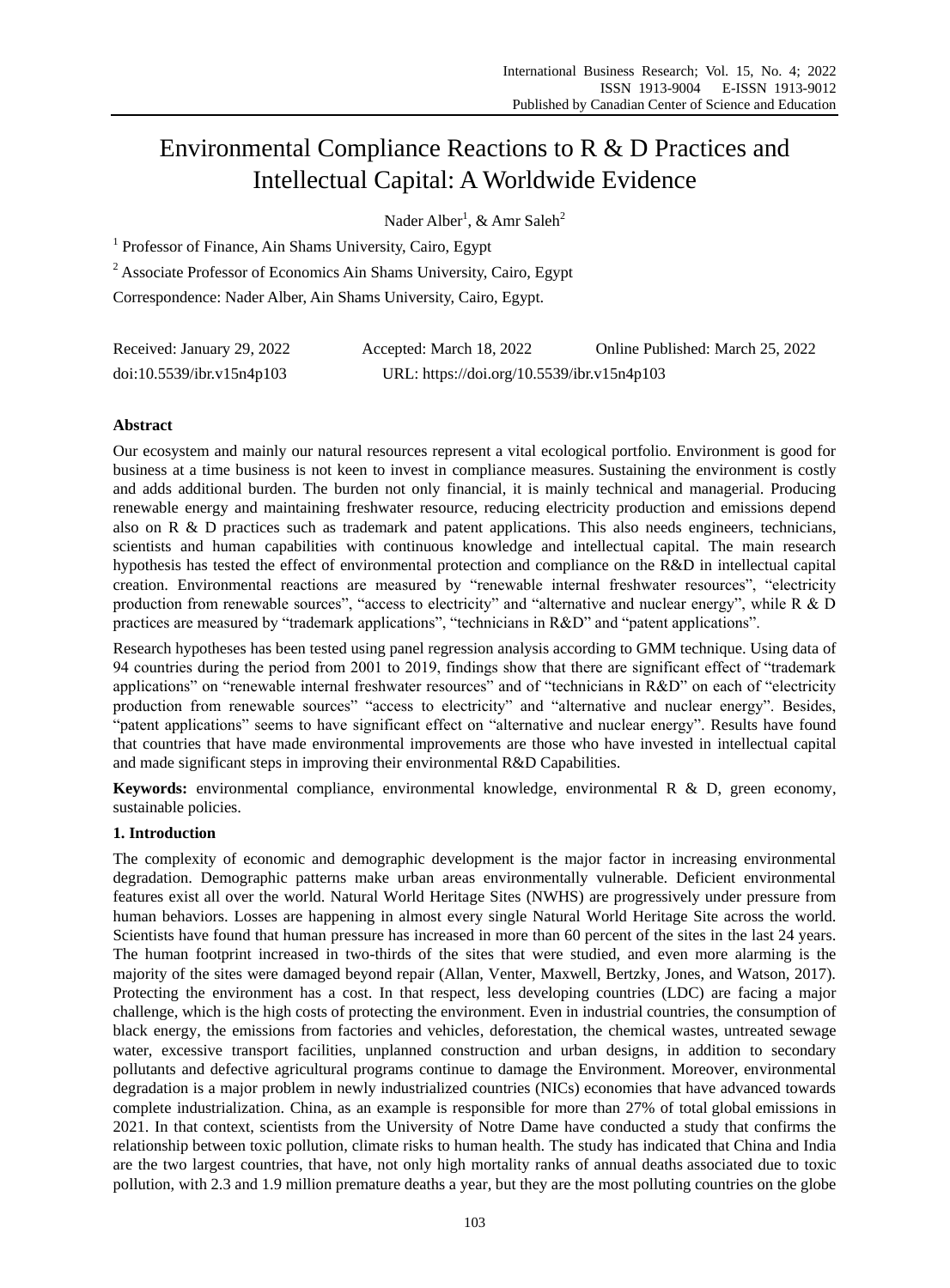# Environmental Compliance Reactions to R & D Practices and Intellectual Capital: A Worldwide Evidence

Nader Alber[1], & Amr Saleh[2]

[1] Professor of Finance, Ain Shams University, Cairo, Egypt

[2] Associate Professor of Economics Ain Shams University, Cairo, Egypt

Correspondence: Nader Alber, Ain Shams University, Cairo, Egypt.

Received: January 29, 2022 Accepted: March 18, 2022 Online Published: March 25, 2022

doi:10.5539/ibr.v15n4p103 URL: https://doi.org/10.5539/ibr.v15n4p103

## Abstract

Our ecosystem and mainly our natural resources represent a vital ecological portfolio. Environment is good for business at a time business is not keen to invest in compliance measures. Sustaining the environment is costly and adds additional burden. The burden not only financial, it is mainly technical and managerial. Producing renewable energy and maintaining freshwater resource, reducing electricity production and emissions depend also on R & D practices such as trademark and patent applications. This also needs engineers, technicians, scientists and human capabilities with continuous knowledge and intellectual capital. The main research hypothesis has tested the effect of environmental protection and compliance on the R&D in intellectual capital creation. Environmental reactions are measured by "renewable internal freshwater resources", "electricity production from renewable sources", "access to electricity" and "alternative and nuclear energy", while R & D practices are measured by "trademark applications", "technicians in R&D" and "patent applications".

Research hypotheses has been tested using panel regression analysis according to GMM technique. Using data of 94 countries during the period from 2001 to 2019, findings show that there are significant effect of "trademark applications" on "renewable internal freshwater resources" and of "technicians in R&D" on each of "electricity production from renewable sources" "access to electricity" and "alternative and nuclear energy". Besides, "patent applications" seems to have significant effect on "alternative and nuclear energy". Results have found that countries that have made environmental improvements are those who have invested in intellectual capital and made significant steps in improving their environmental R&D Capabilities.

**Keywords:** environmental compliance, environmental knowledge, environmental R & D, green economy, sustainable policies.

## 1. Introduction

The complexity of economic and demographic development is the major factor in increasing environmental degradation. Demographic patterns make urban areas environmentally vulnerable. Deficient environmental features exist all over the world. Natural World Heritage Sites (NWHS) are progressively under pressure from human behaviors. Losses are happening in almost every single Natural World Heritage Site across the world. Scientists have found that human pressure has increased in more than 60 percent of the sites in the last 24 years. The human footprint increased in two-thirds of the sites that were studied, and even more alarming is the majority of the sites were damaged beyond repair (Allan, Venter, Maxwell, Bertzky, Jones, and Watson, 2017). Protecting the environment has a cost. In that respect, less developing countries (LDC) are facing a major challenge, which is the high costs of protecting the environment. Even in industrial countries, the consumption of black energy, the emissions from factories and vehicles, deforestation, the chemical wastes, untreated sewage water, excessive transport facilities, unplanned construction and urban designs, in addition to secondary pollutants and defective agricultural programs continue to damage the Environment. Moreover, environmental degradation is a major problem in newly industrialized countries (NICs) economies that have advanced towards complete industrialization. China, as an example is responsible for more than 27% of total global emissions in 2021. In that context, scientists from the University of Notre Dame have conducted a study that confirms the relationship between toxic pollution, climate risks to human health. The study has indicated that China and India are the two largest countries, that have, not only high mortality ranks of annual deaths associated due to toxic pollution, with 2.3 and 1.9 million premature deaths a year, but they are the most polluting countries on the globe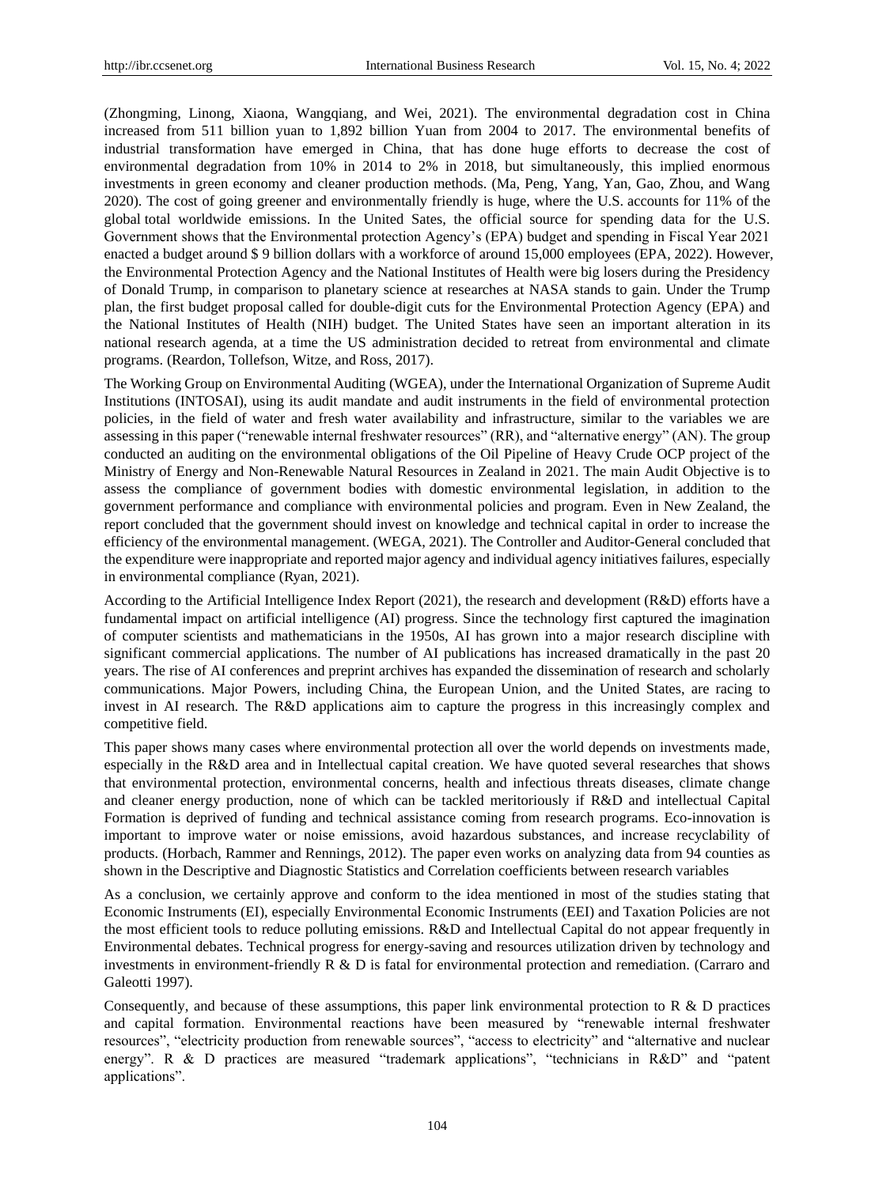(Zhongming, Linong, Xiaona, Wangqiang, and Wei, 2021). The environmental degradation cost in China increased from 511 billion yuan to 1,892 billion Yuan from 2004 to 2017. The environmental benefits of industrial transformation have emerged in China, that has done huge efforts to decrease the cost of environmental degradation from 10% in 2014 to 2% in 2018, but simultaneously, this implied enormous investments in green economy and cleaner production methods. (Ma, Peng, Yang, Yan, Gao, Zhou, and Wang 2020). The cost of going greener and environmentally friendly is huge, where the U.S. accounts for 11% of the global total worldwide emissions. In the United Sates, the official source for spending data for the U.S. Government shows that the Environmental protection Agency's (EPA) budget and spending in Fiscal Year 2021 enacted a budget around $ 9 billion dollars with a workforce of around 15,000 employees (EPA, 2022). However, the Environmental Protection Agency and the National Institutes of Health were big losers during the Presidency of Donald Trump, in comparison to planetary science at researches at NASA stands to gain. Under the Trump plan, the first budget proposal called for double-digit cuts for the Environmental Protection Agency (EPA) and the National Institutes of Health (NIH) budget. The United States have seen an important alteration in its national research agenda, at a time the US administration decided to retreat from environmental and climate programs. (Reardon, Tollefson, Witze, and Ross, 2017).

The Working Group on Environmental Auditing (WGEA), under the International Organization of Supreme Audit Institutions (INTOSAI), using its audit mandate and audit instruments in the field of environmental protection policies, in the field of water and fresh water availability and infrastructure, similar to the variables we are assessing in this paper ("renewable internal freshwater resources" (RR), and "alternative energy" (AN). The group conducted an auditing on the environmental obligations of the Oil Pipeline of Heavy Crude OCP project of the Ministry of Energy and Non-Renewable Natural Resources in Zealand in 2021. The main Audit Objective is to assess the compliance of government bodies with domestic environmental legislation, in addition to the government performance and compliance with environmental policies and program. Even in New Zealand, the report concluded that the government should invest on knowledge and technical capital in order to increase the efficiency of the environmental management. (WEGA, 2021). The Controller and Auditor-General concluded that the expenditure were inappropriate and reported major agency and individual agency initiatives failures, especially in environmental compliance (Ryan, 2021).

According to the Artificial Intelligence Index Report (2021), the research and development (R&D) efforts have a fundamental impact on artificial intelligence (AI) progress. Since the technology first captured the imagination of computer scientists and mathematicians in the 1950s, AI has grown into a major research discipline with significant commercial applications. The number of AI publications has increased dramatically in the past 20 years. The rise of AI conferences and preprint archives has expanded the dissemination of research and scholarly communications. Major Powers, including China, the European Union, and the United States, are racing to invest in AI research. The R&D applications aim to capture the progress in this increasingly complex and competitive field.

This paper shows many cases where environmental protection all over the world depends on investments made, especially in the R&D area and in Intellectual capital creation. We have quoted several researches that shows that environmental protection, environmental concerns, health and infectious threats diseases, climate change and cleaner energy production, none of which can be tackled meritoriously if R&D and intellectual Capital Formation is deprived of funding and technical assistance coming from research programs. Eco-innovation is important to improve water or noise emissions, avoid hazardous substances, and increase recyclability of products. (Horbach, Rammer and Rennings, 2012). The paper even works on analyzing data from 94 counties as shown in the Descriptive and Diagnostic Statistics and Correlation coefficients between research variables

As a conclusion, we certainly approve and conform to the idea mentioned in most of the studies stating that Economic Instruments (EI), especially Environmental Economic Instruments (EEI) and Taxation Policies are not the most efficient tools to reduce polluting emissions. R&D and Intellectual Capital do not appear frequently in Environmental debates. Technical progress for energy-saving and resources utilization driven by technology and investments in environment-friendly R & D is fatal for environmental protection and remediation. (Carraro and Galeotti 1997).

Consequently, and because of these assumptions, this paper link environmental protection to R & D practices and capital formation. Environmental reactions have been measured by "renewable internal freshwater resources", "electricity production from renewable sources", "access to electricity" and "alternative and nuclear energy". R & D practices are measured "trademark applications", "technicians in R&D" and "patent applications".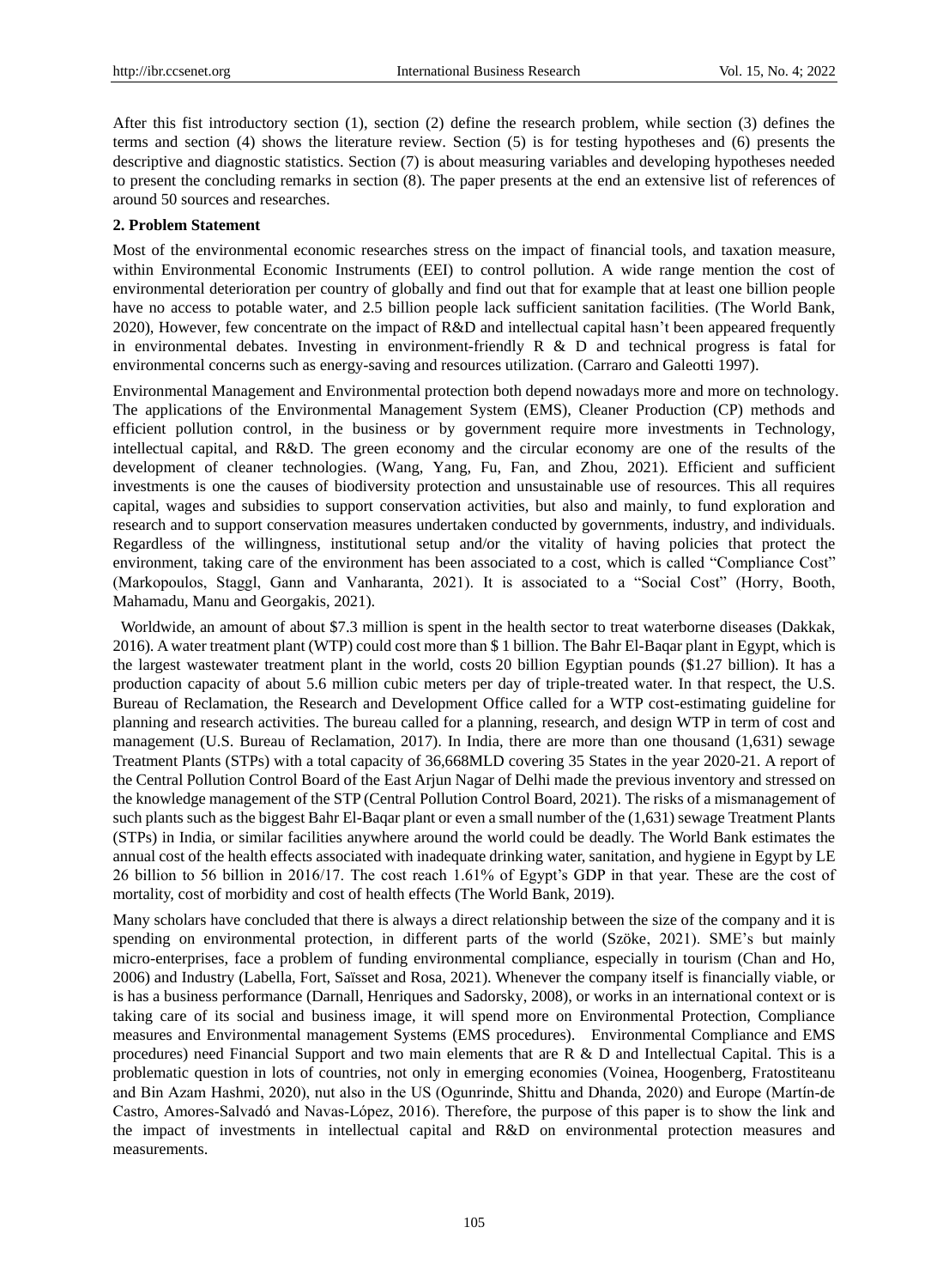After this fist introductory section (1), section (2) define the research problem, while section (3) defines the terms and section (4) shows the literature review. Section (5) is for testing hypotheses and (6) presents the descriptive and diagnostic statistics. Section (7) is about measuring variables and developing hypotheses needed to present the concluding remarks in section (8). The paper presents at the end an extensive list of references of around 50 sources and researches.

**2. Problem Statement**

Most of the environmental economic researches stress on the impact of financial tools, and taxation measure, within Environmental Economic Instruments (EEI) to control pollution. A wide range mention the cost of environmental deterioration per country of globally and find out that for example that at least one billion people have no access to potable water, and 2.5 billion people lack sufficient sanitation facilities. (The World Bank, 2020), However, few concentrate on the impact of R&D and intellectual capital hasn't been appeared frequently in environmental debates. Investing in environment-friendly R & D and technical progress is fatal for environmental concerns such as energy-saving and resources utilization. (Carraro and Galeotti 1997).

Environmental Management and Environmental protection both depend nowadays more and more on technology. The applications of the Environmental Management System (EMS), Cleaner Production (CP) methods and efficient pollution control, in the business or by government require more investments in Technology, intellectual capital, and R&D. The green economy and the circular economy are one of the results of the development of cleaner technologies. (Wang, Yang, Fu, Fan, and Zhou, 2021). Efficient and sufficient investments is one the causes of biodiversity protection and unsustainable use of resources. This all requires capital, wages and subsidies to support conservation activities, but also and mainly, to fund exploration and research and to support conservation measures undertaken conducted by governments, industry, and individuals. Regardless of the willingness, institutional setup and/or the vitality of having policies that protect the environment, taking care of the environment has been associated to a cost, which is called "Compliance Cost" (Markopoulos, Staggl, Gann and Vanharanta, 2021). It is associated to a "Social Cost" (Horry, Booth, Mahamadu, Manu and Georgakis, 2021).

Worldwide, an amount of about $7.3 million is spent in the health sector to treat waterborne diseases (Dakkak, 2016). A water treatment plant (WTP) could cost more than $ 1 billion. The Bahr El-Baqar plant in Egypt, which is the largest wastewater treatment plant in the world, costs 20 billion Egyptian pounds ($1.27 billion). It has a production capacity of about 5.6 million cubic meters per day of triple-treated water. In that respect, the U.S. Bureau of Reclamation, the Research and Development Office called for a WTP cost-estimating guideline for planning and research activities. The bureau called for a planning, research, and design WTP in term of cost and management (U.S. Bureau of Reclamation, 2017). In India, there are more than one thousand (1,631) sewage Treatment Plants (STPs) with a total capacity of 36,668MLD covering 35 States in the year 2020-21. A report of the Central Pollution Control Board of the East Arjun Nagar of Delhi made the previous inventory and stressed on the knowledge management of the STP (Central Pollution Control Board, 2021). The risks of a mismanagement of such plants such as the biggest Bahr El-Baqar plant or even a small number of the (1,631) sewage Treatment Plants (STPs) in India, or similar facilities anywhere around the world could be deadly. The World Bank estimates the annual cost of the health effects associated with inadequate drinking water, sanitation, and hygiene in Egypt by LE 26 billion to 56 billion in 2016/17. The cost reach 1.61% of Egypt's GDP in that year. These are the cost of mortality, cost of morbidity and cost of health effects (The World Bank, 2019).

Many scholars have concluded that there is always a direct relationship between the size of the company and it is spending on environmental protection, in different parts of the world (Szöke, 2021). SME's but mainly micro-enterprises, face a problem of funding environmental compliance, especially in tourism (Chan and Ho, 2006) and Industry (Labella, Fort, Saïsset and Rosa, 2021). Whenever the company itself is financially viable, or is has a business performance (Darnall, Henriques and Sadorsky, 2008), or works in an international context or is taking care of its social and business image, it will spend more on Environmental Protection, Compliance measures and Environmental management Systems (EMS procedures). Environmental Compliance and EMS procedures) need Financial Support and two main elements that are R & D and Intellectual Capital. This is a problematic question in lots of countries, not only in emerging economies (Voinea, Hoogenberg, Fratostiteanu and Bin Azam Hashmi, 2020), nut also in the US (Ogunrinde, Shittu and Dhanda, 2020) and Europe (Martín-de Castro, Amores-Salvadó and Navas-López, 2016). Therefore, the purpose of this paper is to show the link and the impact of investments in intellectual capital and R&D on environmental protection measures and measurements.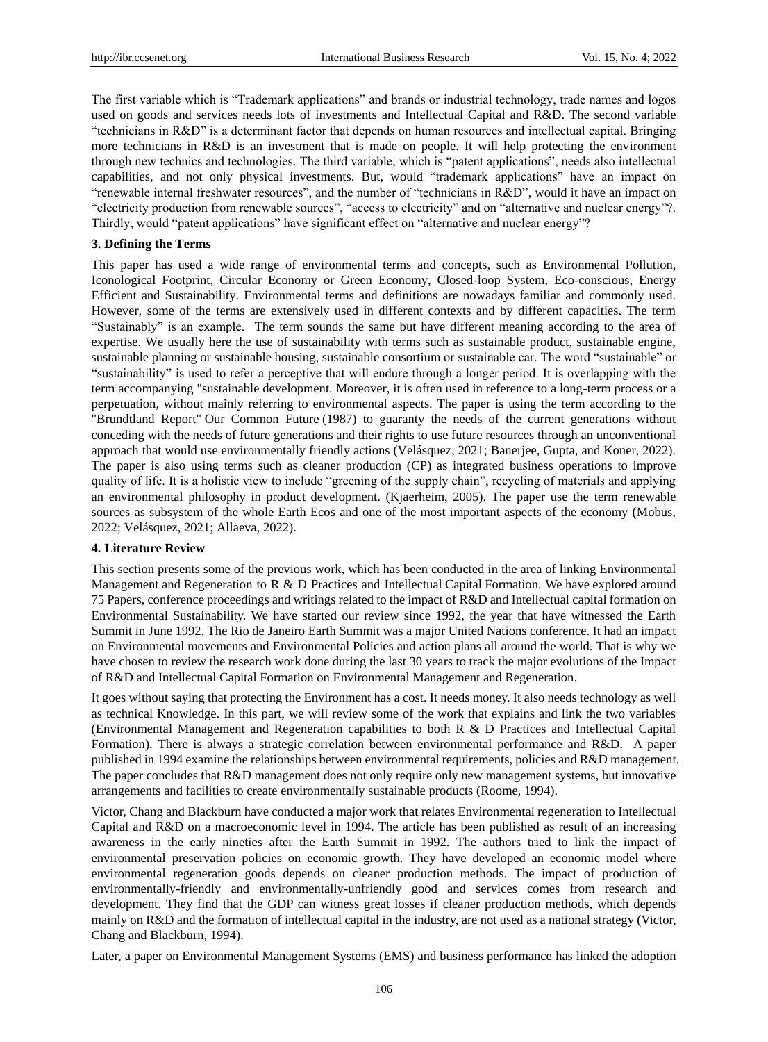The first variable which is "Trademark applications" and brands or industrial technology, trade names and logos used on goods and services needs lots of investments and Intellectual Capital and R&D. The second variable "technicians in R&D" is a determinant factor that depends on human resources and intellectual capital. Bringing more technicians in R&D is an investment that is made on people. It will help protecting the environment through new technics and technologies. The third variable, which is "patent applications", needs also intellectual capabilities, and not only physical investments. But, would "trademark applications" have an impact on "renewable internal freshwater resources", and the number of "technicians in R&D", would it have an impact on "electricity production from renewable sources", "access to electricity" and on "alternative and nuclear energy"?. Thirdly, would "patent applications" have significant effect on "alternative and nuclear energy"?

### 3. Defining the Terms

This paper has used a wide range of environmental terms and concepts, such as Environmental Pollution, Iconological Footprint, Circular Economy or Green Economy, Closed-loop System, Eco-conscious, Energy Efficient and Sustainability. Environmental terms and definitions are nowadays familiar and commonly used. However, some of the terms are extensively used in different contexts and by different capacities. The term "Sustainably" is an example. The term sounds the same but have different meaning according to the area of expertise. We usually here the use of sustainability with terms such as sustainable product, sustainable engine, sustainable planning or sustainable housing, sustainable consortium or sustainable car. The word "sustainable" or "sustainability" is used to refer a perceptive that will endure through a longer period. It is overlapping with the term accompanying "sustainable development. Moreover, it is often used in reference to a long-term process or a perpetuation, without mainly referring to environmental aspects. The paper is using the term according to the "Brundtland Report" Our Common Future (1987) to guaranty the needs of the current generations without conceding with the needs of future generations and their rights to use future resources through an unconventional approach that would use environmentally friendly actions (Velásquez, 2021; Banerjee, Gupta, and Koner, 2022). The paper is also using terms such as cleaner production (CP) as integrated business operations to improve quality of life. It is a holistic view to include "greening of the supply chain", recycling of materials and applying an environmental philosophy in product development. (Kjaerheim, 2005). The paper use the term renewable sources as subsystem of the whole Earth Ecos and one of the most important aspects of the economy (Mobus, 2022; Velásquez, 2021; Allaeva, 2022).

### 4. Literature Review

This section presents some of the previous work, which has been conducted in the area of linking Environmental Management and Regeneration to R & D Practices and Intellectual Capital Formation. We have explored around 75 Papers, conference proceedings and writings related to the impact of R&D and Intellectual capital formation on Environmental Sustainability. We have started our review since 1992, the year that have witnessed the Earth Summit in June 1992. The Rio de Janeiro Earth Summit was a major United Nations conference. It had an impact on Environmental movements and Environmental Policies and action plans all around the world. That is why we have chosen to review the research work done during the last 30 years to track the major evolutions of the Impact of R&D and Intellectual Capital Formation on Environmental Management and Regeneration.

It goes without saying that protecting the Environment has a cost. It needs money. It also needs technology as well as technical Knowledge. In this part, we will review some of the work that explains and link the two variables (Environmental Management and Regeneration capabilities to both R & D Practices and Intellectual Capital Formation). There is always a strategic correlation between environmental performance and R&D. A paper published in 1994 examine the relationships between environmental requirements, policies and R&D management. The paper concludes that R&D management does not only require only new management systems, but innovative arrangements and facilities to create environmentally sustainable products (Roome, 1994).

Victor, Chang and Blackburn have conducted a major work that relates Environmental regeneration to Intellectual Capital and R&D on a macroeconomic level in 1994. The article has been published as result of an increasing awareness in the early nineties after the Earth Summit in 1992. The authors tried to link the impact of environmental preservation policies on economic growth. They have developed an economic model where environmental regeneration goods depends on cleaner production methods. The impact of production of environmentally-friendly and environmentally-unfriendly good and services comes from research and development. They find that the GDP can witness great losses if cleaner production methods, which depends mainly on R&D and the formation of intellectual capital in the industry, are not used as a national strategy (Victor, Chang and Blackburn, 1994).

Later, a paper on Environmental Management Systems (EMS) and business performance has linked the adoption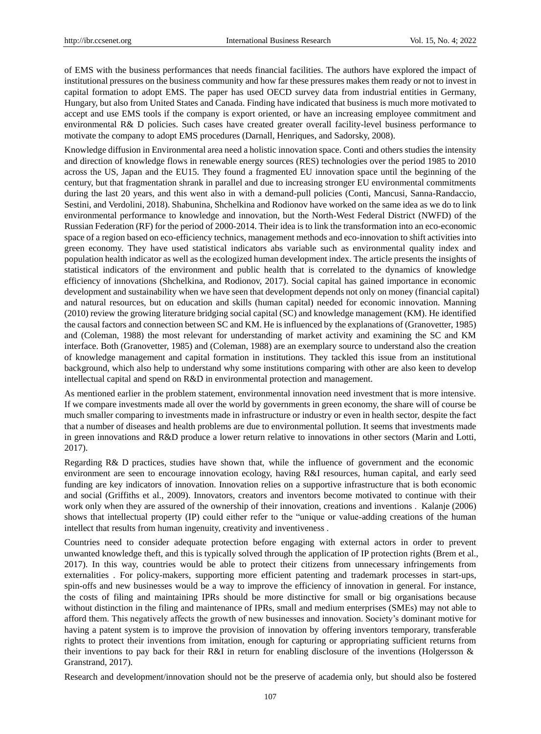of EMS with the business performances that needs financial facilities. The authors have explored the impact of institutional pressures on the business community and how far these pressures makes them ready or not to invest in capital formation to adopt EMS. The paper has used OECD survey data from industrial entities in Germany, Hungary, but also from United States and Canada. Finding have indicated that business is much more motivated to accept and use EMS tools if the company is export oriented, or have an increasing employee commitment and environmental R& D policies. Such cases have created greater overall facility-level business performance to motivate the company to adopt EMS procedures (Darnall, Henriques, and Sadorsky, 2008).

Knowledge diffusion in Environmental area need a holistic innovation space. Conti and others studies the intensity and direction of knowledge flows in renewable energy sources (RES) technologies over the period 1985 to 2010 across the US, Japan and the EU15. They found a fragmented EU innovation space until the beginning of the century, but that fragmentation shrank in parallel and due to increasing stronger EU environmental commitments during the last 20 years, and this went also in with a demand-pull policies (Conti, Mancusi, Sanna-Randaccio, Sestini, and Verdolini, 2018). Shabunina, Shchelkina and Rodionov have worked on the same idea as we do to link environmental performance to knowledge and innovation, but the North-West Federal District (NWFD) of the Russian Federation (RF) for the period of 2000-2014. Their idea is to link the transformation into an eco-economic space of a region based on eco-efficiency technics, management methods and eco-innovation to shift activities into green economy. They have used statistical indicators abs variable such as environmental quality index and population health indicator as well as the ecologized human development index. The article presents the insights of statistical indicators of the environment and public health that is correlated to the dynamics of knowledge efficiency of innovations (Shchelkina, and Rodionov, 2017). Social capital has gained importance in economic development and sustainability when we have seen that development depends not only on money (financial capital) and natural resources, but on education and skills (human capital) needed for economic innovation. Manning (2010) review the growing literature bridging social capital (SC) and knowledge management (KM). He identified the causal factors and connection between SC and KM. He is influenced by the explanations of (Granovetter, 1985) and (Coleman, 1988) the most relevant for understanding of market activity and examining the SC and KM interface. Both (Granovetter, 1985) and (Coleman, 1988) are an exemplary source to understand also the creation of knowledge management and capital formation in institutions. They tackled this issue from an institutional background, which also help to understand why some institutions comparing with other are also keen to develop intellectual capital and spend on R&D in environmental protection and management.

As mentioned earlier in the problem statement, environmental innovation need investment that is more intensive. If we compare investments made all over the world by governments in green economy, the share will of course be much smaller comparing to investments made in infrastructure or industry or even in health sector, despite the fact that a number of diseases and health problems are due to environmental pollution. It seems that investments made in green innovations and R&D produce a lower return relative to innovations in other sectors (Marin and Lotti, 2017).

Regarding R& D practices, studies have shown that, while the influence of government and the economic environment are seen to encourage innovation ecology, having R&I resources, human capital, and early seed funding are key indicators of innovation. Innovation relies on a supportive infrastructure that is both economic and social (Griffiths et al., 2009). Innovators, creators and inventors become motivated to continue with their work only when they are assured of the ownership of their innovation, creations and inventions . Kalanje (2006) shows that intellectual property (IP) could either refer to the "unique or value-adding creations of the human intellect that results from human ingenuity, creativity and inventiveness .

Countries need to consider adequate protection before engaging with external actors in order to prevent unwanted knowledge theft, and this is typically solved through the application of IP protection rights (Brem et al., 2017). In this way, countries would be able to protect their citizens from unnecessary infringements from externalities . For policy-makers, supporting more efficient patenting and trademark processes in start-ups, spin-offs and new businesses would be a way to improve the efficiency of innovation in general. For instance, the costs of filing and maintaining IPRs should be more distinctive for small or big organisations because without distinction in the filing and maintenance of IPRs, small and medium enterprises (SMEs) may not able to afford them. This negatively affects the growth of new businesses and innovation. Society's dominant motive for having a patent system is to improve the provision of innovation by offering inventors temporary, transferable rights to protect their inventions from imitation, enough for capturing or appropriating sufficient returns from their inventions to pay back for their R&I in return for enabling disclosure of the inventions (Holgersson & Granstrand, 2017).

Research and development/innovation should not be the preserve of academia only, but should also be fostered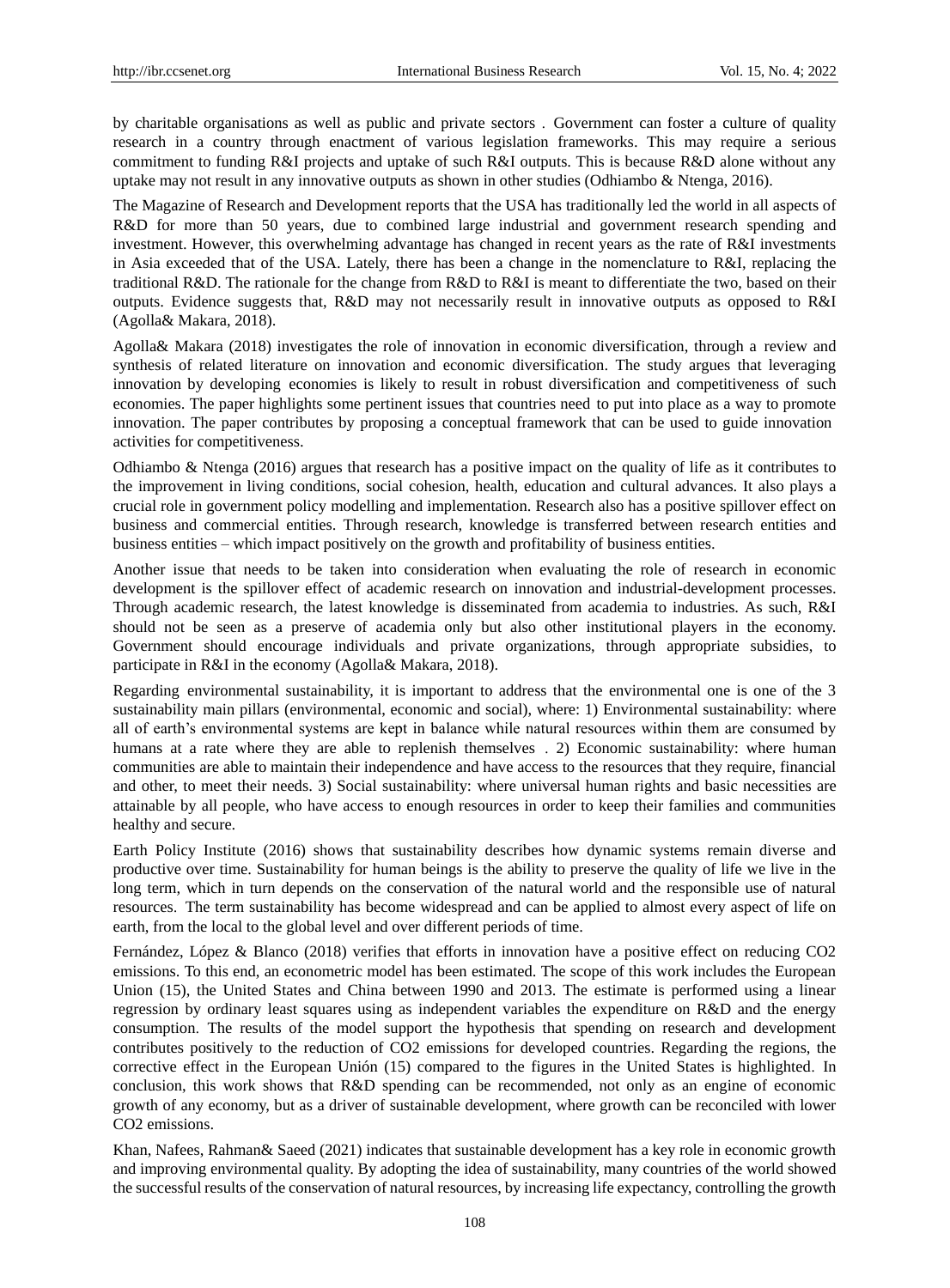by charitable organisations as well as public and private sectors . Government can foster a culture of quality research in a country through enactment of various legislation frameworks. This may require a serious commitment to funding R&I projects and uptake of such R&I outputs. This is because R&D alone without any uptake may not result in any innovative outputs as shown in other studies (Odhiambo & Ntenga, 2016).

The Magazine of Research and Development reports that the USA has traditionally led the world in all aspects of R&D for more than 50 years, due to combined large industrial and government research spending and investment. However, this overwhelming advantage has changed in recent years as the rate of R&I investments in Asia exceeded that of the USA. Lately, there has been a change in the nomenclature to R&I, replacing the traditional R&D. The rationale for the change from R&D to R&I is meant to differentiate the two, based on their outputs. Evidence suggests that, R&D may not necessarily result in innovative outputs as opposed to R&I (Agolla& Makara, 2018).

Agolla& Makara (2018) investigates the role of innovation in economic diversification, through a review and synthesis of related literature on innovation and economic diversification. The study argues that leveraging innovation by developing economies is likely to result in robust diversification and competitiveness of such economies. The paper highlights some pertinent issues that countries need to put into place as a way to promote innovation. The paper contributes by proposing a conceptual framework that can be used to guide innovation activities for competitiveness.

Odhiambo & Ntenga (2016) argues that research has a positive impact on the quality of life as it contributes to the improvement in living conditions, social cohesion, health, education and cultural advances. It also plays a crucial role in government policy modelling and implementation. Research also has a positive spillover effect on business and commercial entities. Through research, knowledge is transferred between research entities and business entities – which impact positively on the growth and profitability of business entities.

Another issue that needs to be taken into consideration when evaluating the role of research in economic development is the spillover effect of academic research on innovation and industrial-development processes. Through academic research, the latest knowledge is disseminated from academia to industries. As such, R&I should not be seen as a preserve of academia only but also other institutional players in the economy. Government should encourage individuals and private organizations, through appropriate subsidies, to participate in R&I in the economy (Agolla& Makara, 2018).

Regarding environmental sustainability, it is important to address that the environmental one is one of the 3 sustainability main pillars (environmental, economic and social), where: 1) Environmental sustainability: where all of earth's environmental systems are kept in balance while natural resources within them are consumed by humans at a rate where they are able to replenish themselves . 2) Economic sustainability: where human communities are able to maintain their independence and have access to the resources that they require, financial and other, to meet their needs. 3) Social sustainability: where universal human rights and basic necessities are attainable by all people, who have access to enough resources in order to keep their families and communities healthy and secure.

Earth Policy Institute (2016) shows that sustainability describes how dynamic systems remain diverse and productive over time. Sustainability for human beings is the ability to preserve the quality of life we live in the long term, which in turn depends on the conservation of the natural world and the responsible use of natural resources. The term sustainability has become widespread and can be applied to almost every aspect of life on earth, from the local to the global level and over different periods of time.

Fernández, López & Blanco (2018) verifies that efforts in innovation have a positive effect on reducing CO2 emissions. To this end, an econometric model has been estimated. The scope of this work includes the European Union (15), the United States and China between 1990 and 2013. The estimate is performed using a linear regression by ordinary least squares using as independent variables the expenditure on R&D and the energy consumption. The results of the model support the hypothesis that spending on research and development contributes positively to the reduction of CO2 emissions for developed countries. Regarding the regions, the corrective effect in the European Unión (15) compared to the figures in the United States is highlighted. In conclusion, this work shows that R&D spending can be recommended, not only as an engine of economic growth of any economy, but as a driver of sustainable development, where growth can be reconciled with lower CO2 emissions.

Khan, Nafees, Rahman& Saeed (2021) indicates that sustainable development has a key role in economic growth and improving environmental quality. By adopting the idea of sustainability, many countries of the world showed the successful results of the conservation of natural resources, by increasing life expectancy, controlling the growth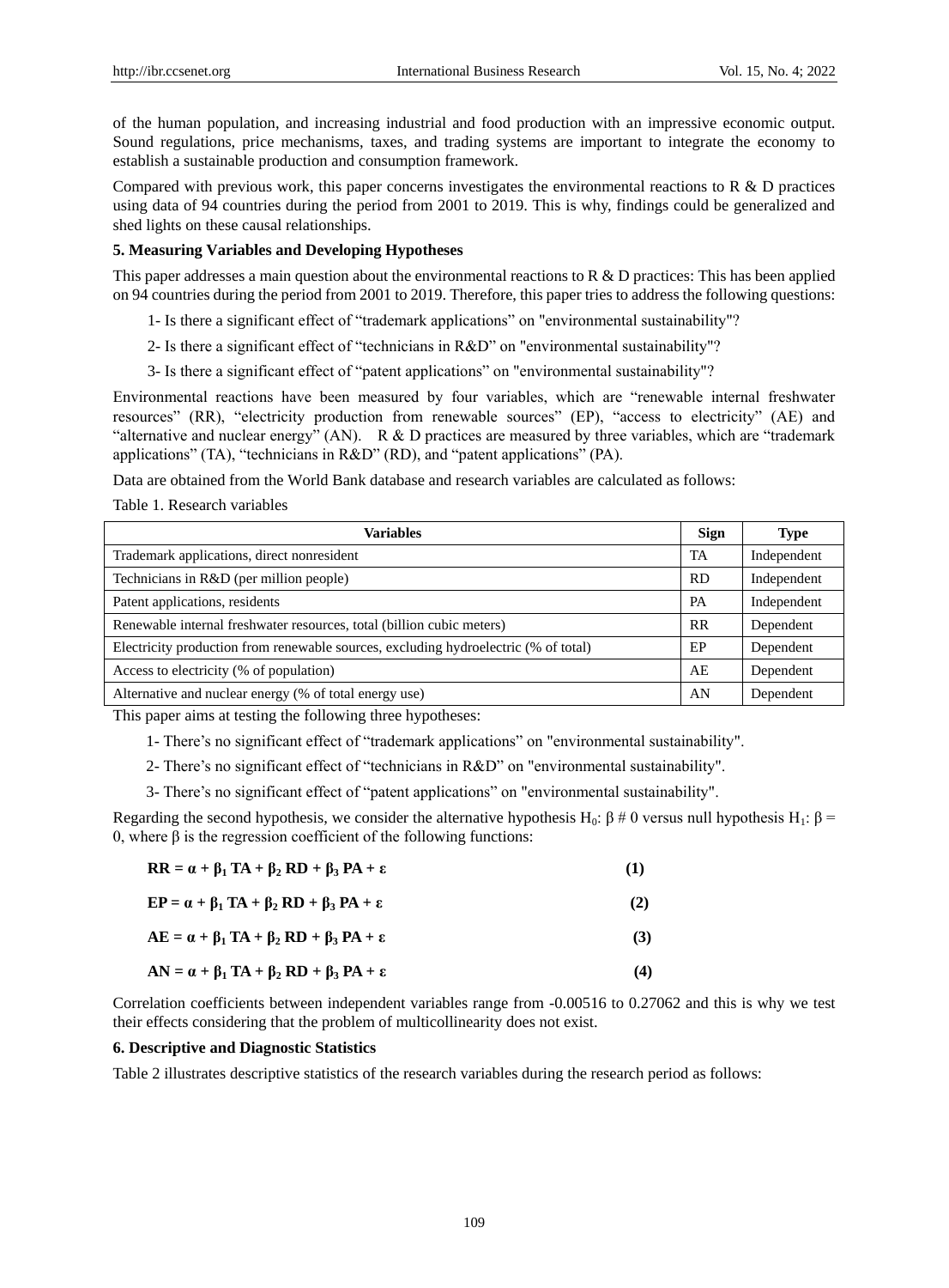of the human population, and increasing industrial and food production with an impressive economic output. Sound regulations, price mechanisms, taxes, and trading systems are important to integrate the economy to establish a sustainable production and consumption framework.

Compared with previous work, this paper concerns investigates the environmental reactions to R & D practices using data of 94 countries during the period from 2001 to 2019. This is why, findings could be generalized and shed lights on these causal relationships.

### 5. Measuring Variables and Developing Hypotheses

This paper addresses a main question about the environmental reactions to R & D practices: This has been applied on 94 countries during the period from 2001 to 2019. Therefore, this paper tries to address the following questions:

1- Is there a significant effect of "trademark applications" on "environmental sustainability"?

2- Is there a significant effect of "technicians in R&D" on "environmental sustainability"?

3- Is there a significant effect of "patent applications" on "environmental sustainability"?

Environmental reactions have been measured by four variables, which are "renewable internal freshwater resources" (RR), "electricity production from renewable sources" (EP), "access to electricity" (AE) and "alternative and nuclear energy" (AN). R & D practices are measured by three variables, which are "trademark applications" (TA), "technicians in R&D" (RD), and "patent applications" (PA).

Data are obtained from the World Bank database and research variables are calculated as follows:

Table 1. Research variables

| Variables | Sign | Type |
|---|---|---|
| Trademark applications, direct nonresident | TA | Independent |
| Technicians in R&D (per million people) | RD | Independent |
| Patent applications, residents | PA | Independent |
| Renewable internal freshwater resources, total (billion cubic meters) | RR | Dependent |
| Electricity production from renewable sources, excluding hydroelectric (% of total) | EP | Dependent |
| Access to electricity (% of population) | AE | Dependent |
| Alternative and nuclear energy (% of total energy use) | AN | Dependent |

This paper aims at testing the following three hypotheses:

1- There's no significant effect of "trademark applications" on "environmental sustainability".

2- There's no significant effect of "technicians in R&D" on "environmental sustainability".

3- There's no significant effect of "patent applications" on "environmental sustainability".

Regarding the second hypothesis, we consider the alternative hypothesis $H_0$: β # 0 versus null hypothesis $H_1$: β = 0, where β is the regression coefficient of the following functions:

$$\mathbf{RR = \alpha + \beta_1\, TA + \beta_2\, RD + \beta_3\, PA + \varepsilon} \quad (1)$$

$$\mathbf{EP = \alpha + \beta_1\, TA + \beta_2\, RD + \beta_3\, PA + \varepsilon} \quad (2)$$

$$\mathbf{AE = \alpha + \beta_1\, TA + \beta_2\, RD + \beta_3\, PA + \varepsilon} \quad (3)$$

$$\mathbf{AN = \alpha + \beta_1\, TA + \beta_2\, RD + \beta_3\, PA + \varepsilon} \quad (4)$$

Correlation coefficients between independent variables range from -0.00516 to 0.27062 and this is why we test their effects considering that the problem of multicollinearity does not exist.

### 6. Descriptive and Diagnostic Statistics

Table 2 illustrates descriptive statistics of the research variables during the research period as follows: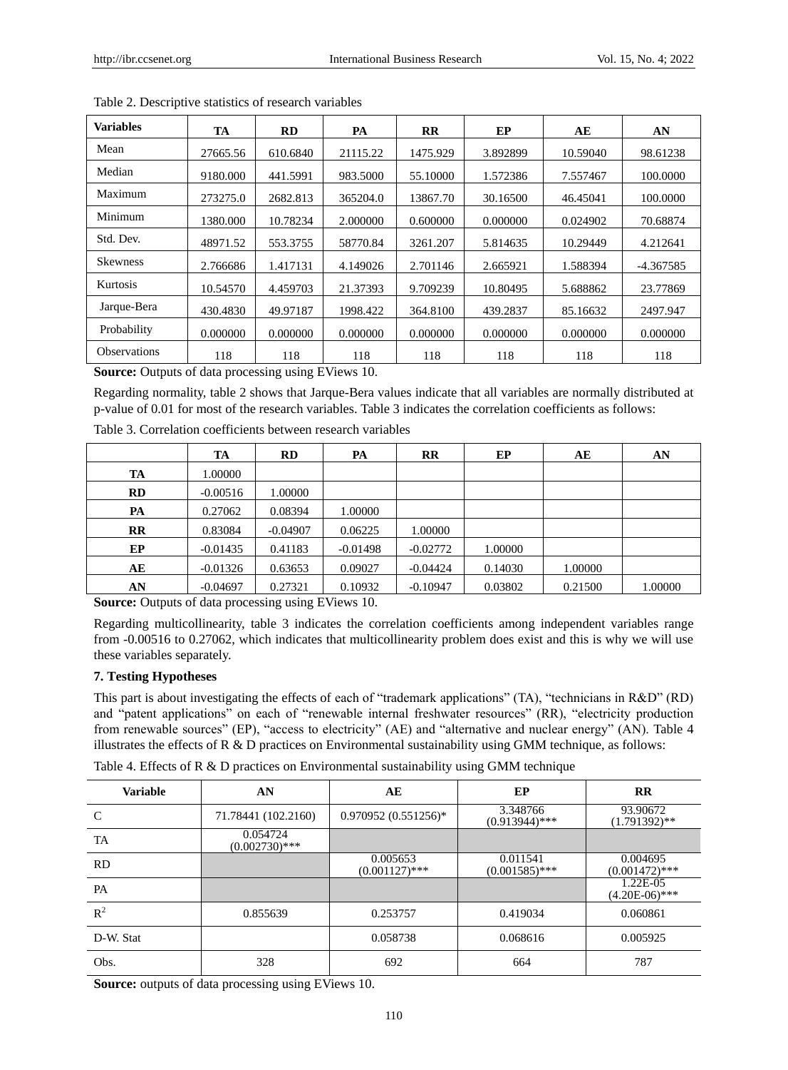Table 2. Descriptive statistics of research variables

| Variables | TA | RD | PA | RR | EP | AE | AN |
|---|---|---|---|---|---|---|---|
| Mean | 27665.56 | 610.6840 | 21115.22 | 1475.929 | 3.892899 | 10.59040 | 98.61238 |
| Median | 9180.000 | 441.5991 | 983.5000 | 55.10000 | 1.572386 | 7.557467 | 100.0000 |
| Maximum | 273275.0 | 2682.813 | 365204.0 | 13867.70 | 30.16500 | 46.45041 | 100.0000 |
| Minimum | 1380.000 | 10.78234 | 2.000000 | 0.600000 | 0.000000 | 0.024902 | 70.68874 |
| Std. Dev. | 48971.52 | 553.3755 | 58770.84 | 3261.207 | 5.814635 | 10.29449 | 4.212641 |
| Skewness | 2.766686 | 1.417131 | 4.149026 | 2.701146 | 2.665921 | 1.588394 | -4.367585 |
| Kurtosis | 10.54570 | 4.459703 | 21.37393 | 9.709239 | 10.80495 | 5.688862 | 23.77869 |
| Jarque-Bera | 430.4830 | 49.97187 | 1998.422 | 364.8100 | 439.2837 | 85.16632 | 2497.947 |
| Probability | 0.000000 | 0.000000 | 0.000000 | 0.000000 | 0.000000 | 0.000000 | 0.000000 |
| Observations | 118 | 118 | 118 | 118 | 118 | 118 | 118 |

**Source:** Outputs of data processing using EViews 10.

Regarding normality, table 2 shows that Jarque-Bera values indicate that all variables are normally distributed at p-value of 0.01 for most of the research variables. Table 3 indicates the correlation coefficients as follows:

Table 3. Correlation coefficients between research variables

| | TA | RD | PA | RR | EP | AE | AN |
|---|---|---|---|---|---|---|---|
| **TA** | 1.00000 | | | | | | |
| **RD** | -0.00516 | 1.00000 | | | | | |
| **PA** | 0.27062 | 0.08394 | 1.00000 | | | | |
| **RR** | 0.83084 | -0.04907 | 0.06225 | 1.00000 | | | |
| **EP** | -0.01435 | 0.41183 | -0.01498 | -0.02772 | 1.00000 | | |
| **AE** | -0.01326 | 0.63653 | 0.09027 | -0.04424 | 0.14030 | 1.00000 | |
| **AN** | -0.04697 | 0.27321 | 0.10932 | -0.10947 | 0.03802 | 0.21500 | 1.00000 |

**Source:** Outputs of data processing using EViews 10.

Regarding multicollinearity, table 3 indicates the correlation coefficients among independent variables range from -0.00516 to 0.27062, which indicates that multicollinearity problem does exist and this is why we will use these variables separately.

**7. Testing Hypotheses**

This part is about investigating the effects of each of "trademark applications" (TA), "technicians in R&D" (RD) and "patent applications" on each of "renewable internal freshwater resources" (RR), "electricity production from renewable sources" (EP), "access to electricity" (AE) and "alternative and nuclear energy" (AN). Table 4 illustrates the effects of R & D practices on Environmental sustainability using GMM technique, as follows:

Table 4. Effects of R & D practices on Environmental sustainability using GMM technique

| Variable | AN | AE | EP | RR |
|---|---|---|---|---|
| C | 71.78441 (102.2160) | 0.970952 (0.551256)* | 3.348766 (0.913944)*** | 93.90672 (1.791392)** |
| TA | 0.054724 (0.002730)*** | | | |
| RD | | 0.005653 (0.001127)*** | 0.011541 (0.001585)*** | 0.004695 (0.001472)*** |
| PA | | | | 1.22E-05 (4.20E-06)*** |
| $R^2$ | 0.855639 | 0.253757 | 0.419034 | 0.060861 |
| D-W. Stat | | 0.058738 | 0.068616 | 0.005925 |
| Obs. | 328 | 692 | 664 | 787 |

**Source:** outputs of data processing using EViews 10.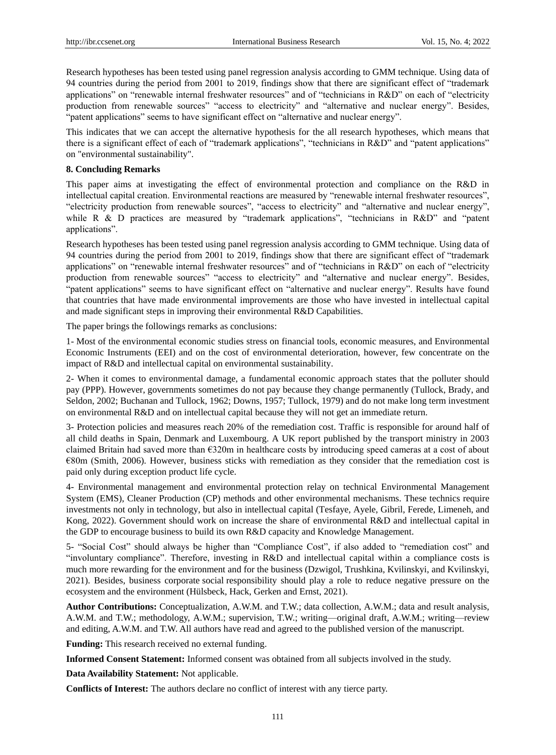Research hypotheses has been tested using panel regression analysis according to GMM technique. Using data of 94 countries during the period from 2001 to 2019, findings show that there are significant effect of "trademark applications" on "renewable internal freshwater resources" and of "technicians in R&D" on each of "electricity production from renewable sources" "access to electricity" and "alternative and nuclear energy". Besides, "patent applications" seems to have significant effect on "alternative and nuclear energy".

This indicates that we can accept the alternative hypothesis for the all research hypotheses, which means that there is a significant effect of each of "trademark applications", "technicians in R&D" and "patent applications" on "environmental sustainability".

**8. Concluding Remarks**

This paper aims at investigating the effect of environmental protection and compliance on the R&D in intellectual capital creation. Environmental reactions are measured by "renewable internal freshwater resources", "electricity production from renewable sources", "access to electricity" and "alternative and nuclear energy", while R & D practices are measured by "trademark applications", "technicians in R&D" and "patent applications".

Research hypotheses has been tested using panel regression analysis according to GMM technique. Using data of 94 countries during the period from 2001 to 2019, findings show that there are significant effect of "trademark applications" on "renewable internal freshwater resources" and of "technicians in R&D" on each of "electricity production from renewable sources" "access to electricity" and "alternative and nuclear energy". Besides, "patent applications" seems to have significant effect on "alternative and nuclear energy". Results have found that countries that have made environmental improvements are those who have invested in intellectual capital and made significant steps in improving their environmental R&D Capabilities.

The paper brings the followings remarks as conclusions:

1- Most of the environmental economic studies stress on financial tools, economic measures, and Environmental Economic Instruments (EEI) and on the cost of environmental deterioration, however, few concentrate on the impact of R&D and intellectual capital on environmental sustainability.

2- When it comes to environmental damage, a fundamental economic approach states that the polluter should pay (PPP). However, governments sometimes do not pay because they change permanently (Tullock, Brady, and Seldon, 2002; Buchanan and Tullock, 1962; Downs, 1957; Tullock, 1979) and do not make long term investment on environmental R&D and on intellectual capital because they will not get an immediate return.

3- Protection policies and measures reach 20% of the remediation cost. Traffic is responsible for around half of all child deaths in Spain, Denmark and Luxembourg. A UK report published by the transport ministry in 2003 claimed Britain had saved more than €320m in healthcare costs by introducing speed cameras at a cost of about €80m (Smith, 2006). However, business sticks with remediation as they consider that the remediation cost is paid only during exception product life cycle.

4- Environmental management and environmental protection relay on technical Environmental Management System (EMS), Cleaner Production (CP) methods and other environmental mechanisms. These technics require investments not only in technology, but also in intellectual capital (Tesfaye, Ayele, Gibril, Ferede, Limeneh, and Kong, 2022). Government should work on increase the share of environmental R&D and intellectual capital in the GDP to encourage business to build its own R&D capacity and Knowledge Management.

5- "Social Cost" should always be higher than "Compliance Cost", if also added to "remediation cost" and "involuntary compliance". Therefore, investing in R&D and intellectual capital within a compliance costs is much more rewarding for the environment and for the business (Dzwigol, Trushkina, Kvilinskyi, and Kvilinskyi, 2021). Besides, business corporate social responsibility should play a role to reduce negative pressure on the ecosystem and the environment (Hülsbeck, Hack, Gerken and Ernst, 2021).

**Author Contributions:** Conceptualization, A.W.M. and T.W.; data collection, A.W.M.; data and result analysis, A.W.M. and T.W.; methodology, A.W.M.; supervision, T.W.; writing—original draft, A.W.M.; writing—review and editing, A.W.M. and T.W. All authors have read and agreed to the published version of the manuscript.

**Funding:** This research received no external funding.

**Informed Consent Statement:** Informed consent was obtained from all subjects involved in the study.

**Data Availability Statement:** Not applicable.

**Conflicts of Interest:** The authors declare no conflict of interest with any tierce party.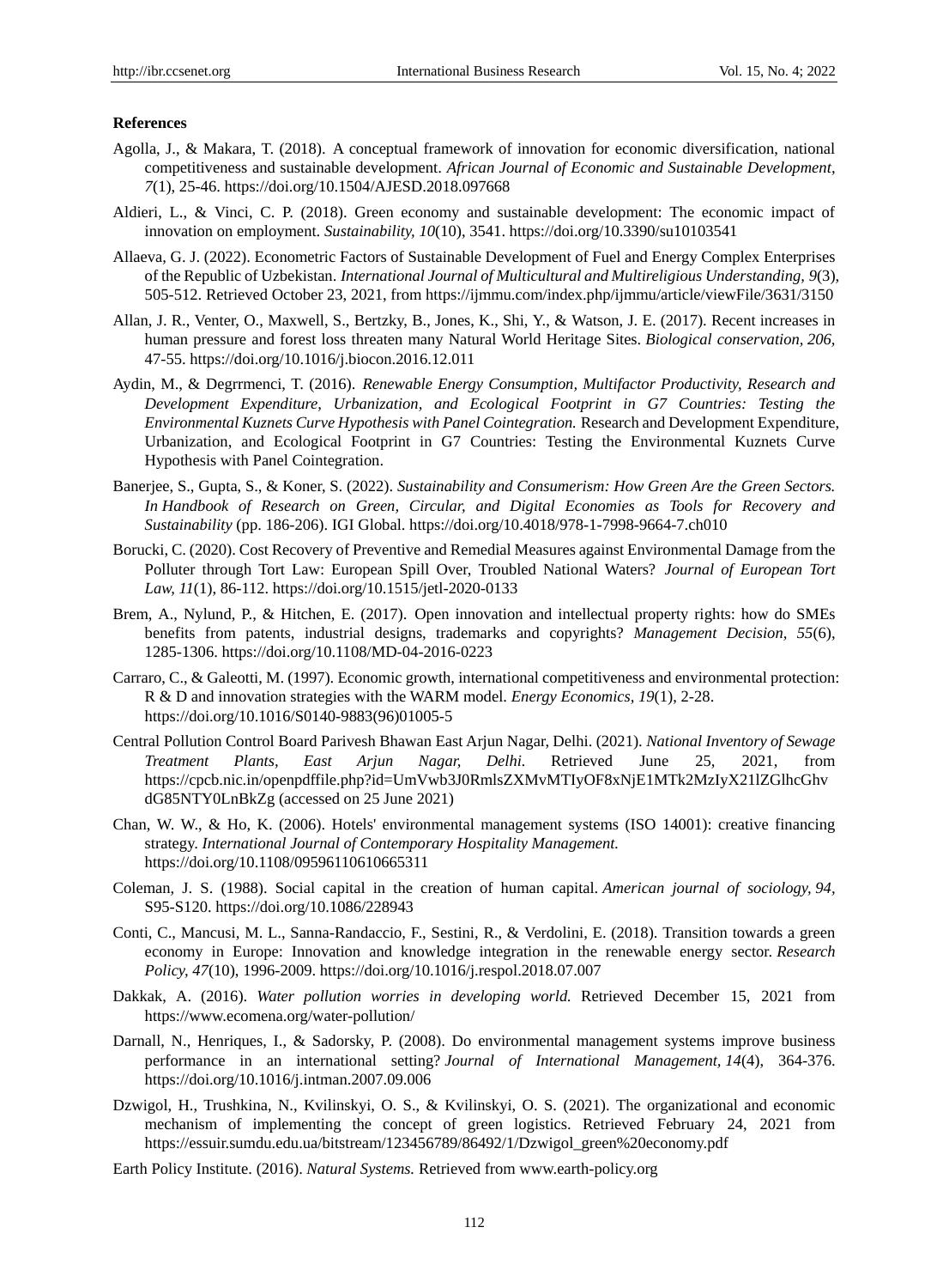**References**

Agolla, J., & Makara, T. (2018). A conceptual framework of innovation for economic diversification, national competitiveness and sustainable development. *African Journal of Economic and Sustainable Development, 7*(1), 25-46. https://doi.org/10.1504/AJESD.2018.097668

Aldieri, L., & Vinci, C. P. (2018). Green economy and sustainable development: The economic impact of innovation on employment. *Sustainability, 10*(10), 3541. https://doi.org/10.3390/su10103541

Allaeva, G. J. (2022). Econometric Factors of Sustainable Development of Fuel and Energy Complex Enterprises of the Republic of Uzbekistan. *International Journal of Multicultural and Multireligious Understanding, 9*(3), 505-512. Retrieved October 23, 2021, from https://ijmmu.com/index.php/ijmmu/article/viewFile/3631/3150

Allan, J. R., Venter, O., Maxwell, S., Bertzky, B., Jones, K., Shi, Y., & Watson, J. E. (2017). Recent increases in human pressure and forest loss threaten many Natural World Heritage Sites. *Biological conservation, 206*, 47-55. https://doi.org/10.1016/j.biocon.2016.12.011

Aydin, M., & Degrrmenci, T. (2016). *Renewable Energy Consumption, Multifactor Productivity, Research and Development Expenditure, Urbanization, and Ecological Footprint in G7 Countries: Testing the Environmental Kuznets Curve Hypothesis with Panel Cointegration.* Research and Development Expenditure, Urbanization, and Ecological Footprint in G7 Countries: Testing the Environmental Kuznets Curve Hypothesis with Panel Cointegration.

Banerjee, S., Gupta, S., & Koner, S. (2022). *Sustainability and Consumerism: How Green Are the Green Sectors. In Handbook of Research on Green, Circular, and Digital Economies as Tools for Recovery and Sustainability* (pp. 186-206). IGI Global. https://doi.org/10.4018/978-1-7998-9664-7.ch010

Borucki, C. (2020). Cost Recovery of Preventive and Remedial Measures against Environmental Damage from the Polluter through Tort Law: European Spill Over, Troubled National Waters? *Journal of European Tort Law, 11*(1), 86-112. https://doi.org/10.1515/jetl-2020-0133

Brem, A., Nylund, P., & Hitchen, E. (2017). Open innovation and intellectual property rights: how do SMEs benefits from patents, industrial designs, trademarks and copyrights? *Management Decision, 55*(6), 1285-1306. https://doi.org/10.1108/MD-04-2016-0223

Carraro, C., & Galeotti, M. (1997). Economic growth, international competitiveness and environmental protection: R & D and innovation strategies with the WARM model. *Energy Economics, 19*(1), 2-28. https://doi.org/10.1016/S0140-9883(96)01005-5

Central Pollution Control Board Parivesh Bhawan East Arjun Nagar, Delhi. (2021). *National Inventory of Sewage Treatment Plants, East Arjun Nagar, Delhi.* Retrieved June 25, 2021, from https://cpcb.nic.in/openpdffile.php?id=UmVwb3J0RmlsZXMvMTIyOF8xNjE1MTk2MzIyX21lZGlhcGhvdG85NTY0LnBkZg (accessed on 25 June 2021)

Chan, W. W., & Ho, K. (2006). Hotels' environmental management systems (ISO 14001): creative financing strategy. *International Journal of Contemporary Hospitality Management.* https://doi.org/10.1108/09596110610665311

Coleman, J. S. (1988). Social capital in the creation of human capital. *American journal of sociology, 94*, S95-S120. https://doi.org/10.1086/228943

Conti, C., Mancusi, M. L., Sanna-Randaccio, F., Sestini, R., & Verdolini, E. (2018). Transition towards a green economy in Europe: Innovation and knowledge integration in the renewable energy sector. *Research Policy, 47*(10), 1996-2009. https://doi.org/10.1016/j.respol.2018.07.007

Dakkak, A. (2016). *Water pollution worries in developing world.* Retrieved December 15, 2021 from https://www.ecomena.org/water-pollution/

Darnall, N., Henriques, I., & Sadorsky, P. (2008). Do environmental management systems improve business performance in an international setting? *Journal of International Management, 14*(4), 364-376. https://doi.org/10.1016/j.intman.2007.09.006

Dzwigol, H., Trushkina, N., Kvilinskyi, O. S., & Kvilinskyi, O. S. (2021). The organizational and economic mechanism of implementing the concept of green logistics. Retrieved February 24, 2021 from https://essuir.sumdu.edu.ua/bitstream/123456789/86492/1/Dzwigol_green%20economy.pdf

Earth Policy Institute. (2016). *Natural Systems.* Retrieved from www.earth-policy.org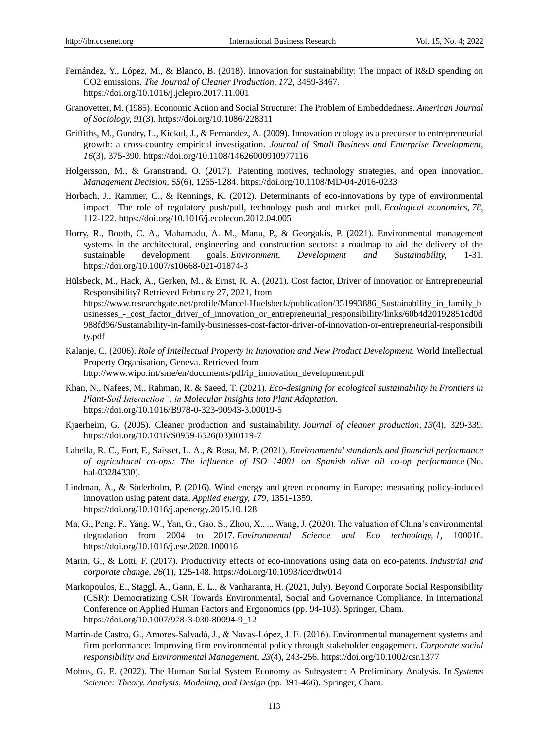Fernández, Y., López, M., & Blanco, B. (2018). Innovation for sustainability: The impact of R&D spending on CO2 emissions. *The Journal of Cleaner Production, 172,* 3459-3467. https://doi.org/10.1016/j.jclepro.2017.11.001

Granovetter, M. (1985). Economic Action and Social Structure: The Problem of Embeddedness. *American Journal of Sociology, 91*(3). https://doi.org/10.1086/228311

Griffiths, M., Gundry, L., Kickul, J., & Fernandez, A. (2009). Innovation ecology as a precursor to entrepreneurial growth: a cross-country empirical investigation. *Journal of Small Business and Enterprise Development, 16*(3), 375-390. https://doi.org/10.1108/14626000910977116

Holgersson, M., & Granstrand, O. (2017). Patenting motives, technology strategies, and open innovation. *Management Decision, 55*(6), 1265-1284. https://doi.org/10.1108/MD-04-2016-0233

Horbach, J., Rammer, C., & Rennings, K. (2012). Determinants of eco-innovations by type of environmental impact—The role of regulatory push/pull, technology push and market pull. *Ecological economics, 78,* 112-122. https://doi.org/10.1016/j.ecolecon.2012.04.005

Horry, R., Booth, C. A., Mahamadu, A. M., Manu, P., & Georgakis, P. (2021). Environmental management systems in the architectural, engineering and construction sectors: a roadmap to aid the delivery of the sustainable development goals. *Environment, Development and Sustainability,* 1-31. https://doi.org/10.1007/s10668-021-01874-3

Hülsbeck, M., Hack, A., Gerken, M., & Ernst, R. A. (2021). Cost factor, Driver of innovation or Entrepreneurial Responsibility? Retrieved February 27, 2021, from https://www.researchgate.net/profile/Marcel-Huelsbeck/publication/351993886_Sustainability_in_family_businesses_-_cost_factor_driver_of_innovation_or_entrepreneurial_responsibility/links/60b4d20192851cd0d988fd96/Sustainability-in-family-businesses-cost-factor-driver-of-innovation-or-entrepreneurial-responsibility.pdf

Kalanje, C. (2006). *Role of Intellectual Property in Innovation and New Product Development.* World Intellectual Property Organisation, Geneva. Retrieved from http://www.wipo.int/sme/en/documents/pdf/ip_innovation_development.pdf

Khan, N., Nafees, M., Rahman, R. & Saeed, T. (2021). *Eco-designing for ecological sustainability in Frontiers in Plant-Soil Interaction", in Molecular Insights into Plant Adaptation.* https://doi.org/10.1016/B978-0-323-90943-3.00019-5

Kjaerheim, G. (2005). Cleaner production and sustainability. *Journal of cleaner production, 13*(4), 329-339. https://doi.org/10.1016/S0959-6526(03)00119-7

Labella, R. C., Fort, F., Saïsset, L. A., & Rosa, M. P. (2021). *Environmental standards and financial performance of agricultural co-ops: The influence of ISO 14001 on Spanish olive oil co-op performance* (No. hal-03284330).

Lindman, Å., & Söderholm, P. (2016). Wind energy and green economy in Europe: measuring policy-induced innovation using patent data. *Applied energy, 179,* 1351-1359. https://doi.org/10.1016/j.apenergy.2015.10.128

Ma, G., Peng, F., Yang, W., Yan, G., Gao, S., Zhou, X., ... Wang, J. (2020). The valuation of China's environmental degradation from 2004 to 2017. *Environmental Science and Eco technology, 1,* 100016. https://doi.org/10.1016/j.ese.2020.100016

Marin, G., & Lotti, F. (2017). Productivity effects of eco-innovations using data on eco-patents. *Industrial and corporate change, 26*(1), 125-148. https://doi.org/10.1093/icc/dtw014

Markopoulos, E., Staggl, A., Gann, E. L., & Vanharanta, H. (2021, July). Beyond Corporate Social Responsibility (CSR): Democratizing CSR Towards Environmental, Social and Governance Compliance. In International Conference on Applied Human Factors and Ergonomics (pp. 94-103). Springer, Cham. https://doi.org/10.1007/978-3-030-80094-9_12

Martín-de Castro, G., Amores-Salvadó, J., & Navas-López, J. E. (2016). Environmental management systems and firm performance: Improving firm environmental policy through stakeholder engagement. *Corporate social responsibility and Environmental Management, 23*(4), 243-256. https://doi.org/10.1002/csr.1377

Mobus, G. E. (2022). The Human Social System Economy as Subsystem: A Preliminary Analysis. In *Systems Science: Theory, Analysis, Modeling, and Design* (pp. 391-466). Springer, Cham.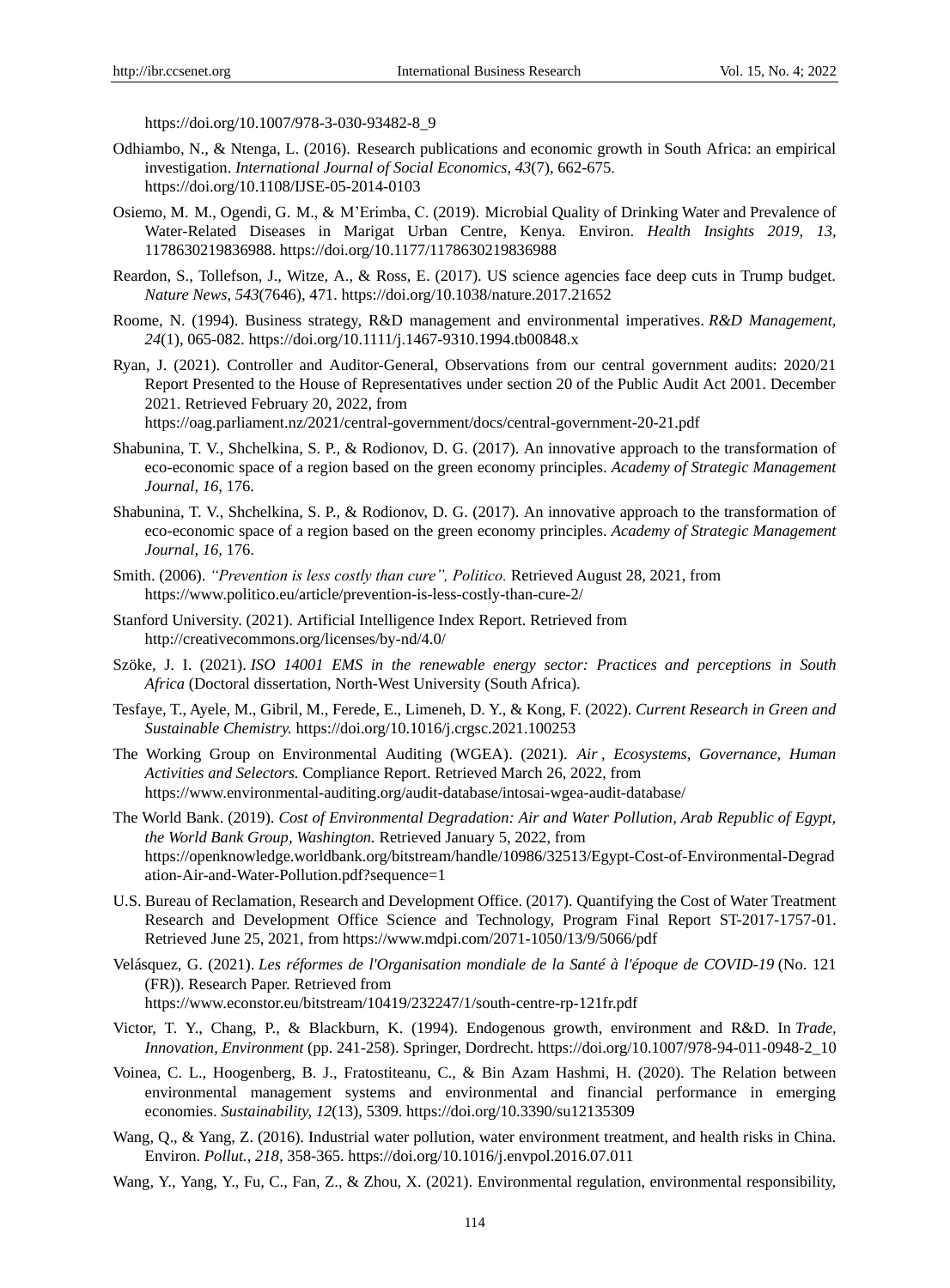https://doi.org/10.1007/978-3-030-93482-8_9

Odhiambo, N., & Ntenga, L. (2016). Research publications and economic growth in South Africa: an empirical investigation. *International Journal of Social Economics, 43*(7), 662-675. https://doi.org/10.1108/IJSE-05-2014-0103

Osiemo, M. M., Ogendi, G. M., & M'Erimba, C. (2019). Microbial Quality of Drinking Water and Prevalence of Water-Related Diseases in Marigat Urban Centre, Kenya. Environ. *Health Insights 2019, 13*, 1178630219836988. https://doi.org/10.1177/1178630219836988

Reardon, S., Tollefson, J., Witze, A., & Ross, E. (2017). US science agencies face deep cuts in Trump budget. *Nature News, 543*(7646), 471. https://doi.org/10.1038/nature.2017.21652

Roome, N. (1994). Business strategy, R&D management and environmental imperatives. *R&D Management, 24*(1), 065-082. https://doi.org/10.1111/j.1467-9310.1994.tb00848.x

Ryan, J. (2021). Controller and Auditor-General, Observations from our central government audits: 2020/21 Report Presented to the House of Representatives under section 20 of the Public Audit Act 2001. December 2021. Retrieved February 20, 2022, from https://oag.parliament.nz/2021/central-government/docs/central-government-20-21.pdf

Shabunina, T. V., Shchelkina, S. P., & Rodionov, D. G. (2017). An innovative approach to the transformation of eco-economic space of a region based on the green economy principles. *Academy of Strategic Management Journal, 16*, 176.

Shabunina, T. V., Shchelkina, S. P., & Rodionov, D. G. (2017). An innovative approach to the transformation of eco-economic space of a region based on the green economy principles. *Academy of Strategic Management Journal, 16*, 176.

Smith. (2006). *"Prevention is less costly than cure", Politico.* Retrieved August 28, 2021, from https://www.politico.eu/article/prevention-is-less-costly-than-cure-2/

Stanford University. (2021). Artificial Intelligence Index Report. Retrieved from http://creativecommons.org/licenses/by-nd/4.0/

Szöke, J. I. (2021). *ISO 14001 EMS in the renewable energy sector: Practices and perceptions in South Africa* (Doctoral dissertation, North-West University (South Africa).

Tesfaye, T., Ayele, M., Gibril, M., Ferede, E., Limeneh, D. Y., & Kong, F. (2022). *Current Research in Green and Sustainable Chemistry.* https://doi.org/10.1016/j.crgsc.2021.100253

The Working Group on Environmental Auditing (WGEA). (2021). *Air , Ecosystems, Governance, Human Activities and Selectors.* Compliance Report. Retrieved March 26, 2022, from https://www.environmental-auditing.org/audit-database/intosai-wgea-audit-database/

The World Bank. (2019). *Cost of Environmental Degradation: Air and Water Pollution, Arab Republic of Egypt, the World Bank Group, Washington.* Retrieved January 5, 2022, from https://openknowledge.worldbank.org/bitstream/handle/10986/32513/Egypt-Cost-of-Environmental-Degradation-Air-and-Water-Pollution.pdf?sequence=1

U.S. Bureau of Reclamation, Research and Development Office. (2017). Quantifying the Cost of Water Treatment Research and Development Office Science and Technology, Program Final Report ST-2017-1757-01. Retrieved June 25, 2021, from https://www.mdpi.com/2071-1050/13/9/5066/pdf

Velásquez, G. (2021). *Les réformes de l'Organisation mondiale de la Santé à l'époque de COVID-19* (No. 121 (FR)). Research Paper. Retrieved from https://www.econstor.eu/bitstream/10419/232247/1/south-centre-rp-121fr.pdf

Victor, T. Y., Chang, P., & Blackburn, K. (1994). Endogenous growth, environment and R&D. In *Trade, Innovation, Environment* (pp. 241-258). Springer, Dordrecht. https://doi.org/10.1007/978-94-011-0948-2_10

Voinea, C. L., Hoogenberg, B. J., Fratostiteanu, C., & Bin Azam Hashmi, H. (2020). The Relation between environmental management systems and environmental and financial performance in emerging economies. *Sustainability, 12*(13), 5309. https://doi.org/10.3390/su12135309

Wang, Q., & Yang, Z. (2016). Industrial water pollution, water environment treatment, and health risks in China. Environ. *Pollut., 218*, 358-365. https://doi.org/10.1016/j.envpol.2016.07.011

Wang, Y., Yang, Y., Fu, C., Fan, Z., & Zhou, X. (2021). Environmental regulation, environmental responsibility,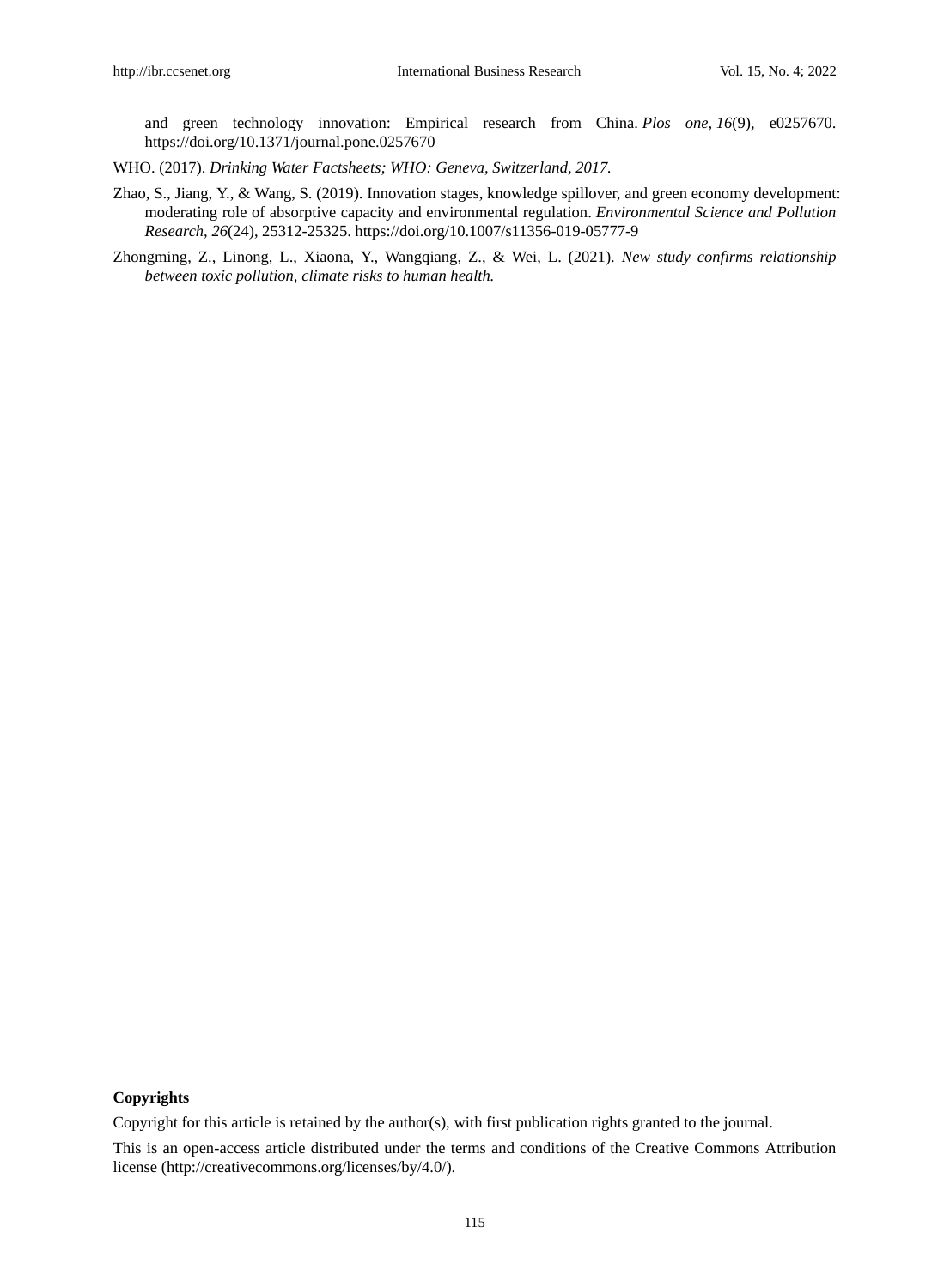and green technology innovation: Empirical research from China. *Plos one, 16*(9), e0257670. https://doi.org/10.1371/journal.pone.0257670

WHO. (2017). *Drinking Water Factsheets; WHO: Geneva, Switzerland, 2017.*

Zhao, S., Jiang, Y., & Wang, S. (2019). Innovation stages, knowledge spillover, and green economy development: moderating role of absorptive capacity and environmental regulation. *Environmental Science and Pollution Research, 26*(24), 25312-25325. https://doi.org/10.1007/s11356-019-05777-9

Zhongming, Z., Linong, L., Xiaona, Y., Wangqiang, Z., & Wei, L. (2021). *New study confirms relationship between toxic pollution, climate risks to human health.*

**Copyrights**

Copyright for this article is retained by the author(s), with first publication rights granted to the journal.

This is an open-access article distributed under the terms and conditions of the Creative Commons Attribution license (http://creativecommons.org/licenses/by/4.0/).